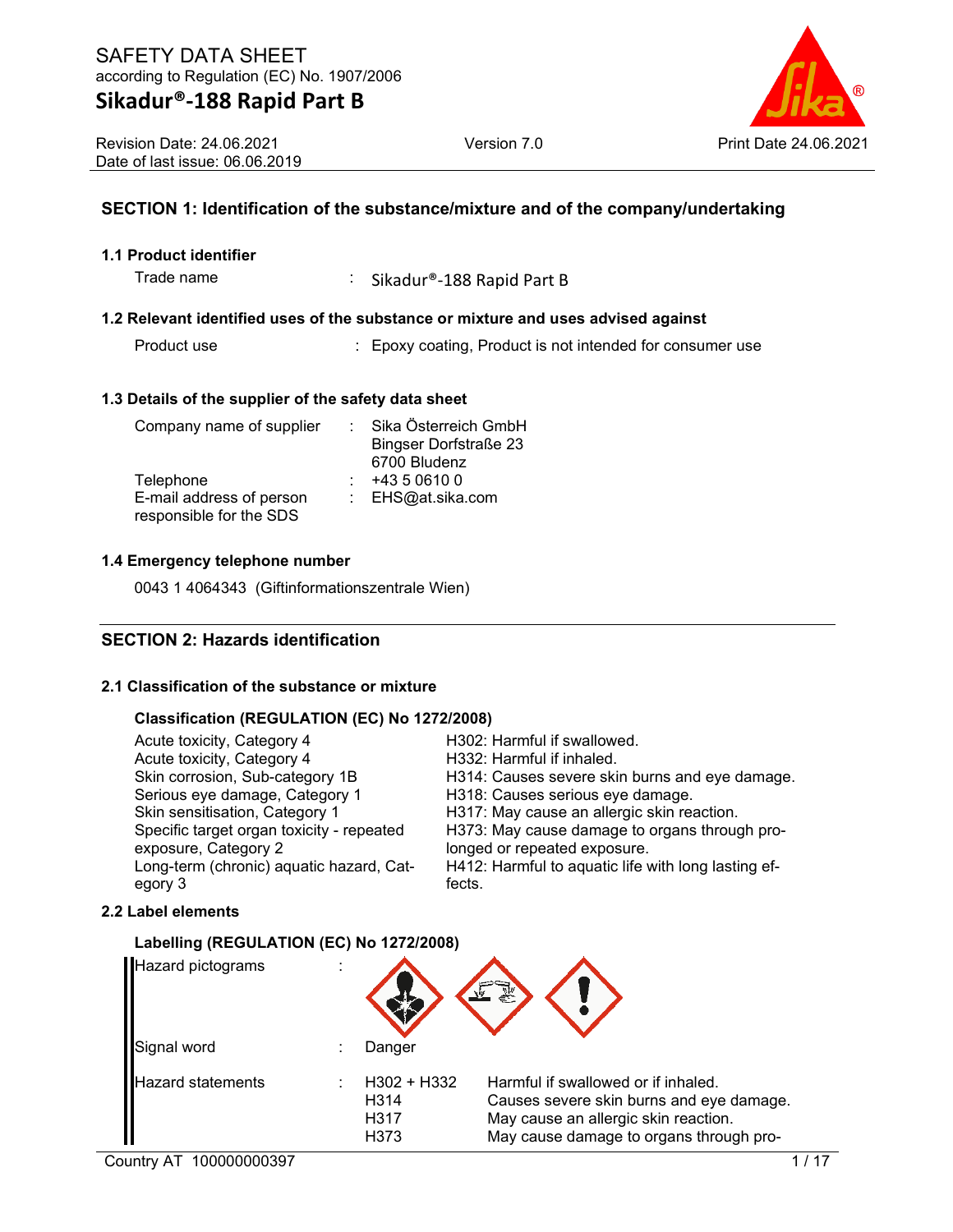# SAFETY DATA SHEET

according to Regulation (EC) No. 1907/2006

## Sikadur®-188 Rapid Part B

Revision Date: 24.06.2021
Date of last issue: 06.06.2019

Version 7.0

Print Date 24.06.2021

## SECTION 1: Identification of the substance/mixture and of the company/undertaking

### 1.1 Product identifier

| | | |
|---|---|---|
| Trade name | : | Sikadur®-188 Rapid Part B |

### 1.2 Relevant identified uses of the substance or mixture and uses advised against

| | | |
|---|---|---|
| Product use | : | Epoxy coating, Product is not intended for consumer use |

### 1.3 Details of the supplier of the safety data sheet

| | | |
|---|---|---|
| Company name of supplier | : | Sika Österreich GmbH<br>Bingser Dorfstraße 23<br>6700 Bludenz |
| Telephone | : | +43 5 0610 0 |
| E-mail address of person responsible for the SDS | : | EHS@at.sika.com |

### 1.4 Emergency telephone number

0043 1 4064343 (Giftinformationszentrale Wien)

## SECTION 2: Hazards identification

### 2.1 Classification of the substance or mixture

#### Classification (REGULATION (EC) No 1272/2008)

| | |
|---|---|
| Acute toxicity, Category 4 | H302: Harmful if swallowed. |
| Acute toxicity, Category 4 | H332: Harmful if inhaled. |
| Skin corrosion, Sub-category 1B | H314: Causes severe skin burns and eye damage. |
| Serious eye damage, Category 1 | H318: Causes serious eye damage. |
| Skin sensitisation, Category 1 | H317: May cause an allergic skin reaction. |
| Specific target organ toxicity - repeated exposure, Category 2 | H373: May cause damage to organs through prolonged or repeated exposure. |
| Long-term (chronic) aquatic hazard, Category 3 | H412: Harmful to aquatic life with long lasting effects. |

### 2.2 Label elements

#### Labelling (REGULATION (EC) No 1272/2008)

| | | | |
|---|---|---|---|
| Hazard pictograms | : | | |
| Signal word | : | Danger | |
| Hazard statements | : | H302 + H332 | Harmful if swallowed or if inhaled. |
| | | H314 | Causes severe skin burns and eye damage. |
| | | H317 | May cause an allergic skin reaction. |
| | | H373 | May cause damage to organs through pro- |

Country AT 100000000397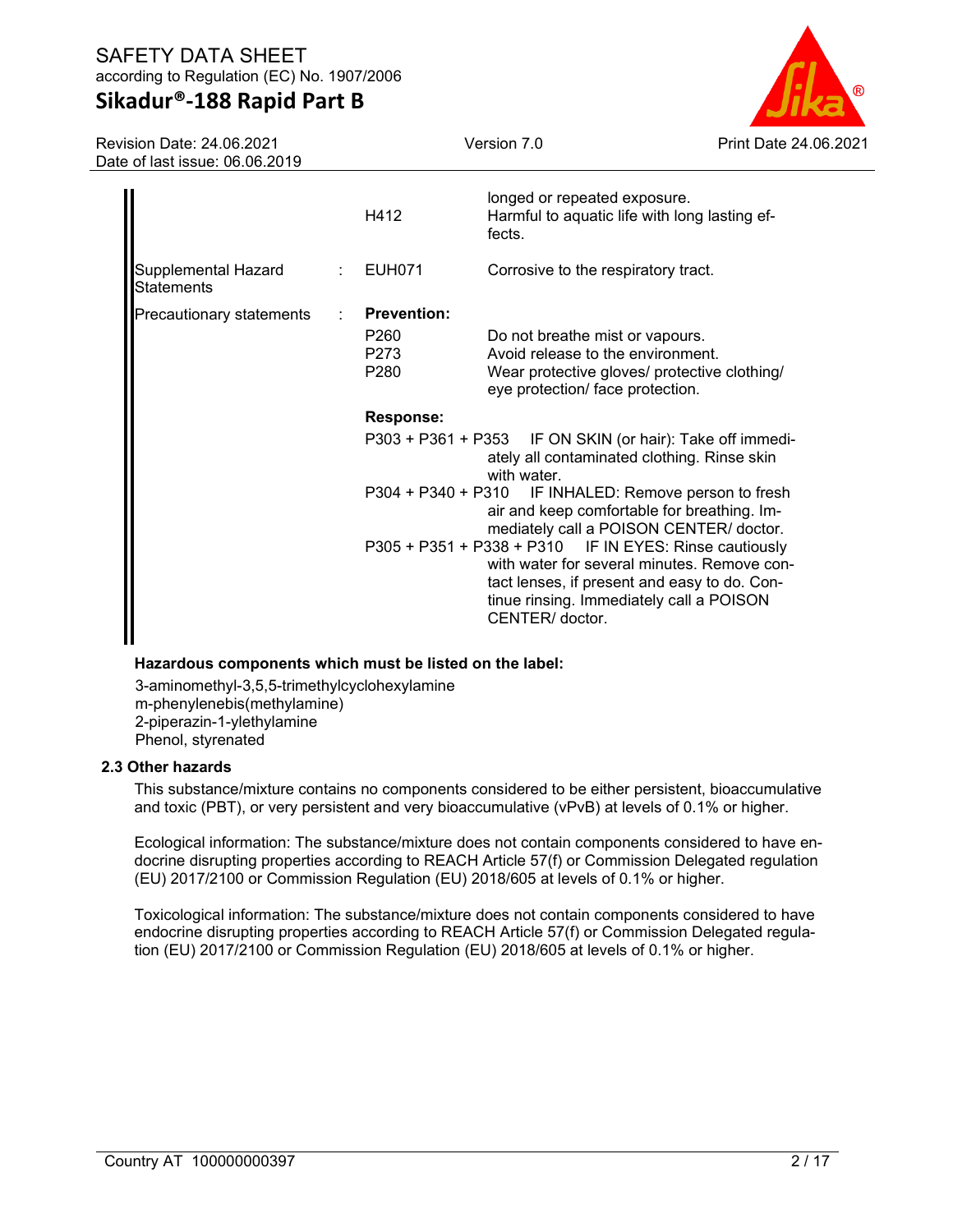| | | | |
|---|---|---|---|
| | | | longed or repeated exposure. |
| | | H412 | Harmful to aquatic life with long lasting effects. |
| Supplemental Hazard Statements | : | EUH071 | Corrosive to the respiratory tract. |
| Precautionary statements | : | **Prevention:** | |
| | | P260 | Do not breathe mist or vapours. |
| | | P273 | Avoid release to the environment. |
| | | P280 | Wear protective gloves/ protective clothing/ eye protection/ face protection. |
| | | **Response:** | |
| | | P303 + P361 + P353 | IF ON SKIN (or hair): Take off immediately all contaminated clothing. Rinse skin with water. |
| | | P304 + P340 + P310 | IF INHALED: Remove person to fresh air and keep comfortable for breathing. Immediately call a POISON CENTER/ doctor. |
| | | P305 + P351 + P338 + P310 | IF IN EYES: Rinse cautiously with water for several minutes. Remove contact lenses, if present and easy to do. Continue rinsing. Immediately call a POISON CENTER/ doctor. |

**Hazardous components which must be listed on the label:**

3-aminomethyl-3,5,5-trimethylcyclohexylamine
m-phenylenebis(methylamine)
2-piperazin-1-ylethylamine
Phenol, styrenated

### 2.3 Other hazards

This substance/mixture contains no components considered to be either persistent, bioaccumulative and toxic (PBT), or very persistent and very bioaccumulative (vPvB) at levels of 0.1% or higher.

Ecological information: The substance/mixture does not contain components considered to have endocrine disrupting properties according to REACH Article 57(f) or Commission Delegated regulation (EU) 2017/2100 or Commission Regulation (EU) 2018/605 at levels of 0.1% or higher.

Toxicological information: The substance/mixture does not contain components considered to have endocrine disrupting properties according to REACH Article 57(f) or Commission Delegated regulation (EU) 2017/2100 or Commission Regulation (EU) 2018/605 at levels of 0.1% or higher.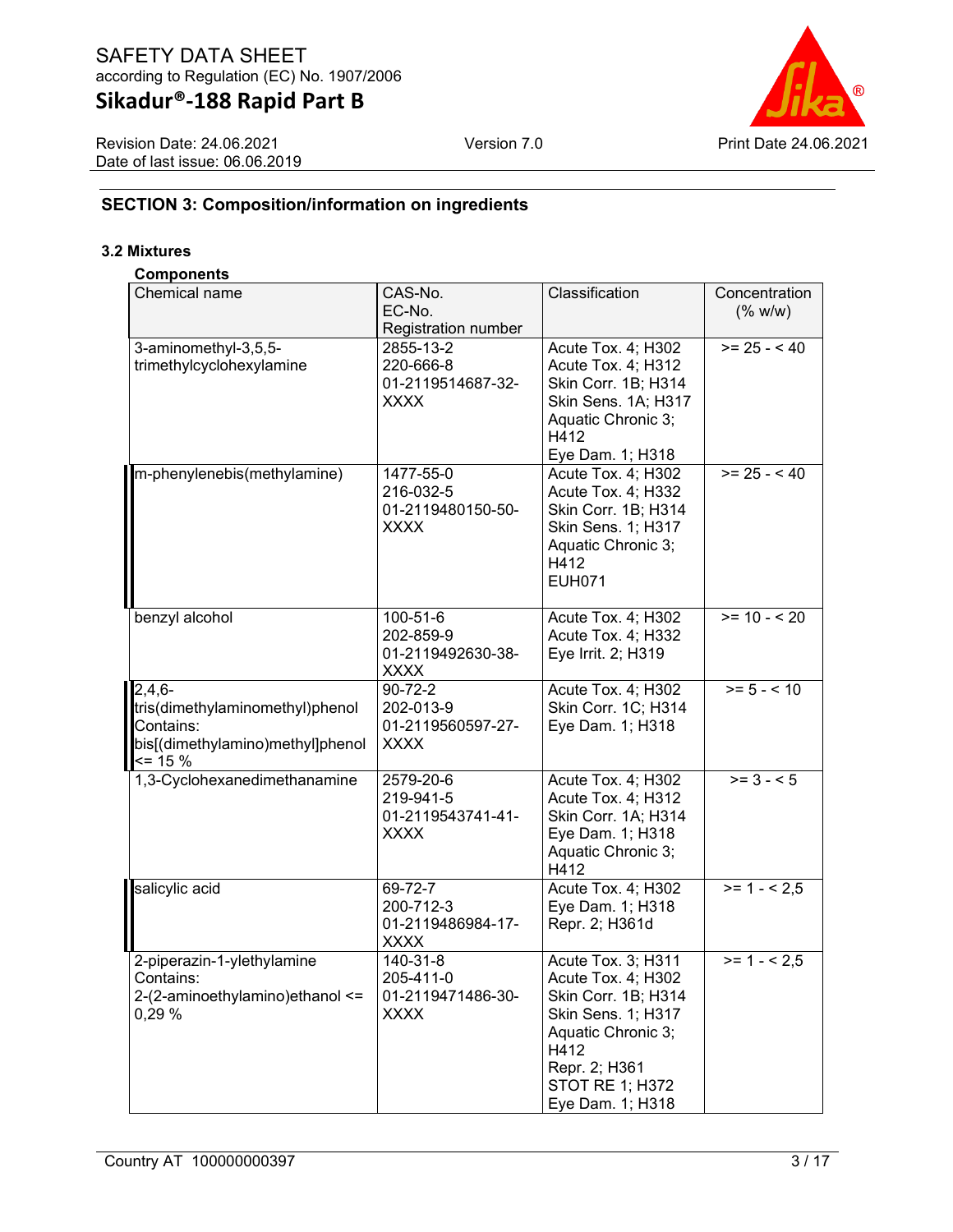## SECTION 3: Composition/information on ingredients

### 3.2 Mixtures

**Components**

| Chemical name | CAS-No.<br>EC-No.<br>Registration number | Classification | Concentration (% w/w) |
|---|---|---|---|
| 3-aminomethyl-3,5,5-trimethylcyclohexylamine | 2855-13-2<br>220-666-8<br>01-2119514687-32-XXXX | Acute Tox. 4; H302<br>Acute Tox. 4; H312<br>Skin Corr. 1B; H314<br>Skin Sens. 1A; H317<br>Aquatic Chronic 3; H412<br>Eye Dam. 1; H318 | >= 25 - < 40 |
| m-phenylenebis(methylamine) | 1477-55-0<br>216-032-5<br>01-2119480150-50-XXXX | Acute Tox. 4; H302<br>Acute Tox. 4; H332<br>Skin Corr. 1B; H314<br>Skin Sens. 1; H317<br>Aquatic Chronic 3; H412<br>EUH071 | >= 25 - < 40 |
| benzyl alcohol | 100-51-6<br>202-859-9<br>01-2119492630-38-XXXX | Acute Tox. 4; H302<br>Acute Tox. 4; H332<br>Eye Irrit. 2; H319 | >= 10 - < 20 |
| 2,4,6-tris(dimethylaminomethyl)phenol<br>Contains:<br>bis[(dimethylamino)methyl]phenol <= 15 % | 90-72-2<br>202-013-9<br>01-2119560597-27-XXXX | Acute Tox. 4; H302<br>Skin Corr. 1C; H314<br>Eye Dam. 1; H318 | >= 5 - < 10 |
| 1,3-Cyclohexanedimethanamine | 2579-20-6<br>219-941-5<br>01-2119543741-41-XXXX | Acute Tox. 4; H302<br>Acute Tox. 4; H312<br>Skin Corr. 1A; H314<br>Eye Dam. 1; H318<br>Aquatic Chronic 3; H412 | >= 3 - < 5 |
| salicylic acid | 69-72-7<br>200-712-3<br>01-2119486984-17-XXXX | Acute Tox. 4; H302<br>Eye Dam. 1; H318<br>Repr. 2; H361d | >= 1 - < 2,5 |
| 2-piperazin-1-ylethylamine<br>Contains:<br>2-(2-aminoethylamino)ethanol <= 0,29 % | 140-31-8<br>205-411-0<br>01-2119471486-30-XXXX | Acute Tox. 3; H311<br>Acute Tox. 4; H302<br>Skin Corr. 1B; H314<br>Skin Sens. 1; H317<br>Aquatic Chronic 3; H412<br>Repr. 2; H361<br>STOT RE 1; H372<br>Eye Dam. 1; H318 | >= 1 - < 2,5 |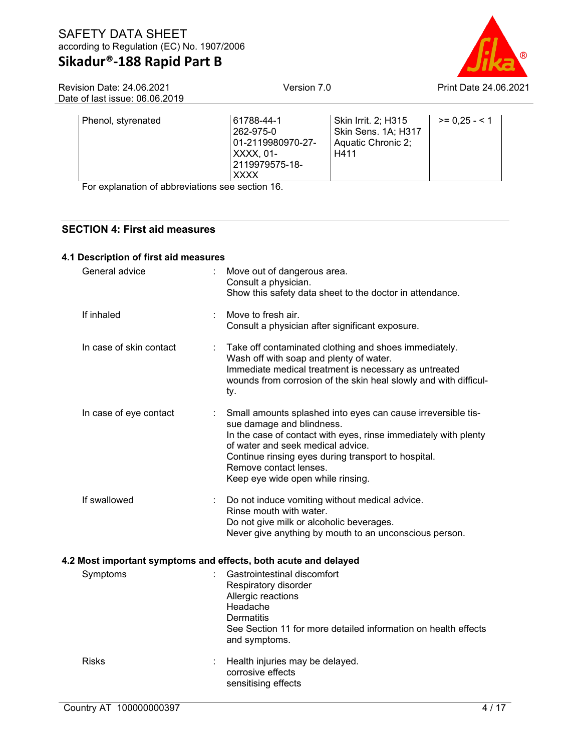| Phenol, styrenated | 61788-44-1<br>262-975-0<br>01-2119980970-27-XXXX, 01-2119979575-18-XXXX | Skin Irrit. 2; H315<br>Skin Sens. 1A; H317<br>Aquatic Chronic 2; H411 | >= 0,25 - < 1 |
|---|---|---|---|

For explanation of abbreviations see section 16.

## SECTION 4: First aid measures

### 4.1 Description of first aid measures

General advice : Move out of dangerous area.
Consult a physician.
Show this safety data sheet to the doctor in attendance.

If inhaled : Move to fresh air.
Consult a physician after significant exposure.

In case of skin contact : Take off contaminated clothing and shoes immediately.
Wash off with soap and plenty of water.
Immediate medical treatment is necessary as untreated wounds from corrosion of the skin heal slowly and with difficulty.

In case of eye contact : Small amounts splashed into eyes can cause irreversible tissue damage and blindness.
In the case of contact with eyes, rinse immediately with plenty of water and seek medical advice.
Continue rinsing eyes during transport to hospital.
Remove contact lenses.
Keep eye wide open while rinsing.

If swallowed : Do not induce vomiting without medical advice.
Rinse mouth with water.
Do not give milk or alcoholic beverages.
Never give anything by mouth to an unconscious person.

### 4.2 Most important symptoms and effects, both acute and delayed

Symptoms : Gastrointestinal discomfort
Respiratory disorder
Allergic reactions
Headache
Dermatitis
See Section 11 for more detailed information on health effects and symptoms.

Risks : Health injuries may be delayed.
corrosive effects
sensitising effects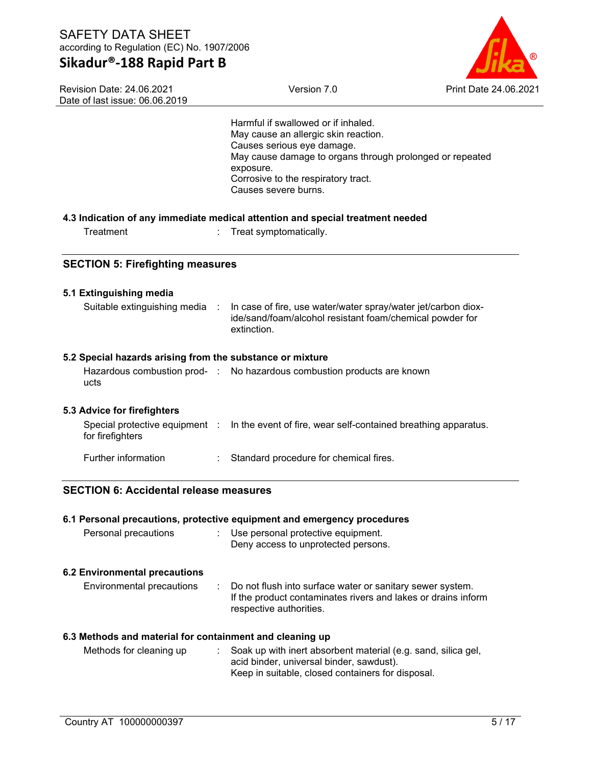Harmful if swallowed or if inhaled.
May cause an allergic skin reaction.
Causes serious eye damage.
May cause damage to organs through prolonged or repeated exposure.
Corrosive to the respiratory tract.
Causes severe burns.

### 4.3 Indication of any immediate medical attention and special treatment needed

Treatment : Treat symptomatically.

## SECTION 5: Firefighting measures

### 5.1 Extinguishing media

Suitable extinguishing media : In case of fire, use water/water spray/water jet/carbon dioxide/sand/foam/alcohol resistant foam/chemical powder for extinction.

### 5.2 Special hazards arising from the substance or mixture

Hazardous combustion products : No hazardous combustion products are known

### 5.3 Advice for firefighters

Special protective equipment for firefighters : In the event of fire, wear self-contained breathing apparatus.

Further information : Standard procedure for chemical fires.

## SECTION 6: Accidental release measures

### 6.1 Personal precautions, protective equipment and emergency procedures

Personal precautions : Use personal protective equipment.
Deny access to unprotected persons.

### 6.2 Environmental precautions

Environmental precautions : Do not flush into surface water or sanitary sewer system.
If the product contaminates rivers and lakes or drains inform respective authorities.

### 6.3 Methods and material for containment and cleaning up

Methods for cleaning up : Soak up with inert absorbent material (e.g. sand, silica gel, acid binder, universal binder, sawdust).
Keep in suitable, closed containers for disposal.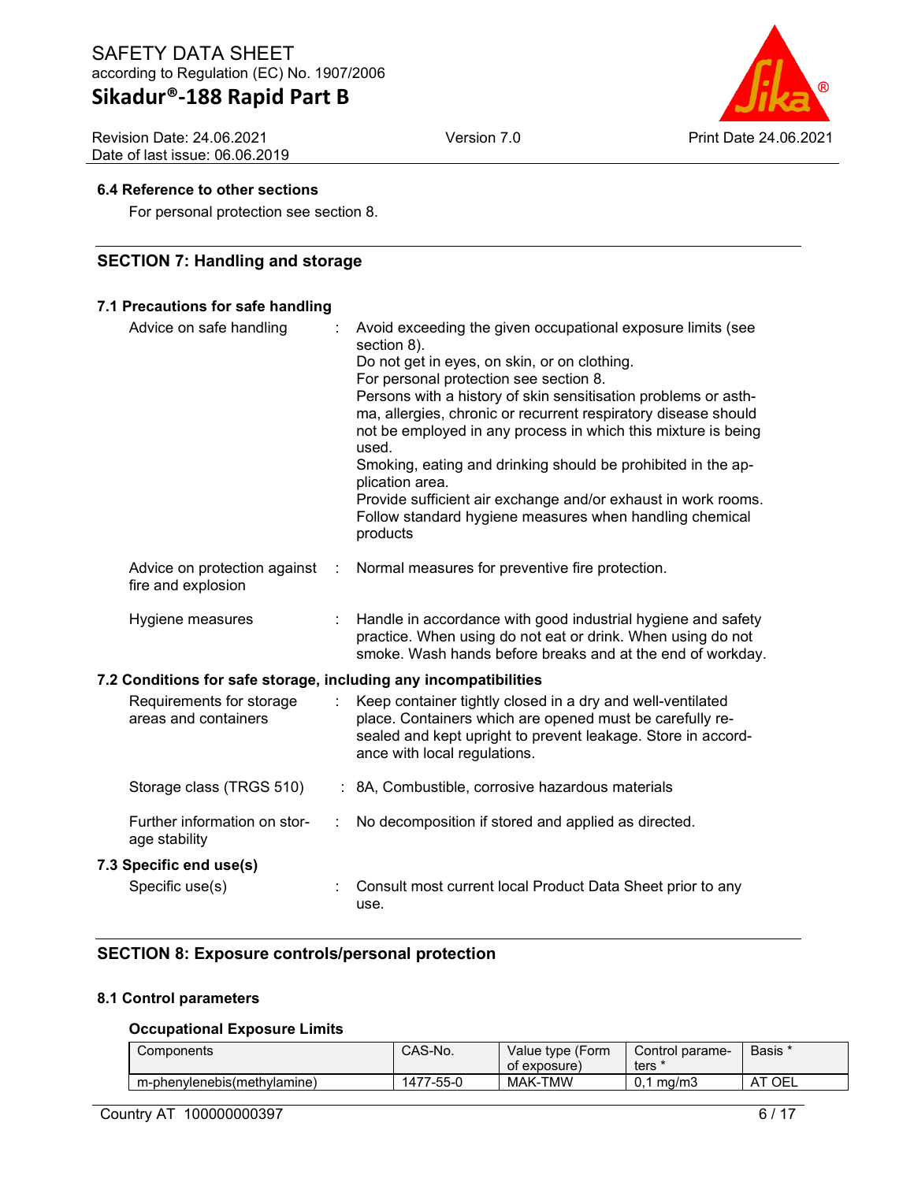### 6.4 Reference to other sections

For personal protection see section 8.

## SECTION 7: Handling and storage

### 7.1 Precautions for safe handling

Advice on safe handling : Avoid exceeding the given occupational exposure limits (see section 8).
Do not get in eyes, on skin, or on clothing.
For personal protection see section 8.
Persons with a history of skin sensitisation problems or asthma, allergies, chronic or recurrent respiratory disease should not be employed in any process in which this mixture is being used.
Smoking, eating and drinking should be prohibited in the application area.
Provide sufficient air exchange and/or exhaust in work rooms.
Follow standard hygiene measures when handling chemical products

Advice on protection against fire and explosion : Normal measures for preventive fire protection.

Hygiene measures : Handle in accordance with good industrial hygiene and safety practice. When using do not eat or drink. When using do not smoke. Wash hands before breaks and at the end of workday.

### 7.2 Conditions for safe storage, including any incompatibilities

Requirements for storage areas and containers : Keep container tightly closed in a dry and well-ventilated place. Containers which are opened must be carefully resealed and kept upright to prevent leakage. Store in accordance with local regulations.

Storage class (TRGS 510) : 8A, Combustible, corrosive hazardous materials

Further information on storage stability : No decomposition if stored and applied as directed.

### 7.3 Specific end use(s)

Specific use(s) : Consult most current local Product Data Sheet prior to any use.

## SECTION 8: Exposure controls/personal protection

### 8.1 Control parameters

**Occupational Exposure Limits**

| Components | CAS-No. | Value type (Form of exposure) | Control parameters * | Basis * |
|---|---|---|---|---|
| m-phenylenebis(methylamine) | 1477-55-0 | MAK-TMW | 0,1 mg/m3 | AT OEL |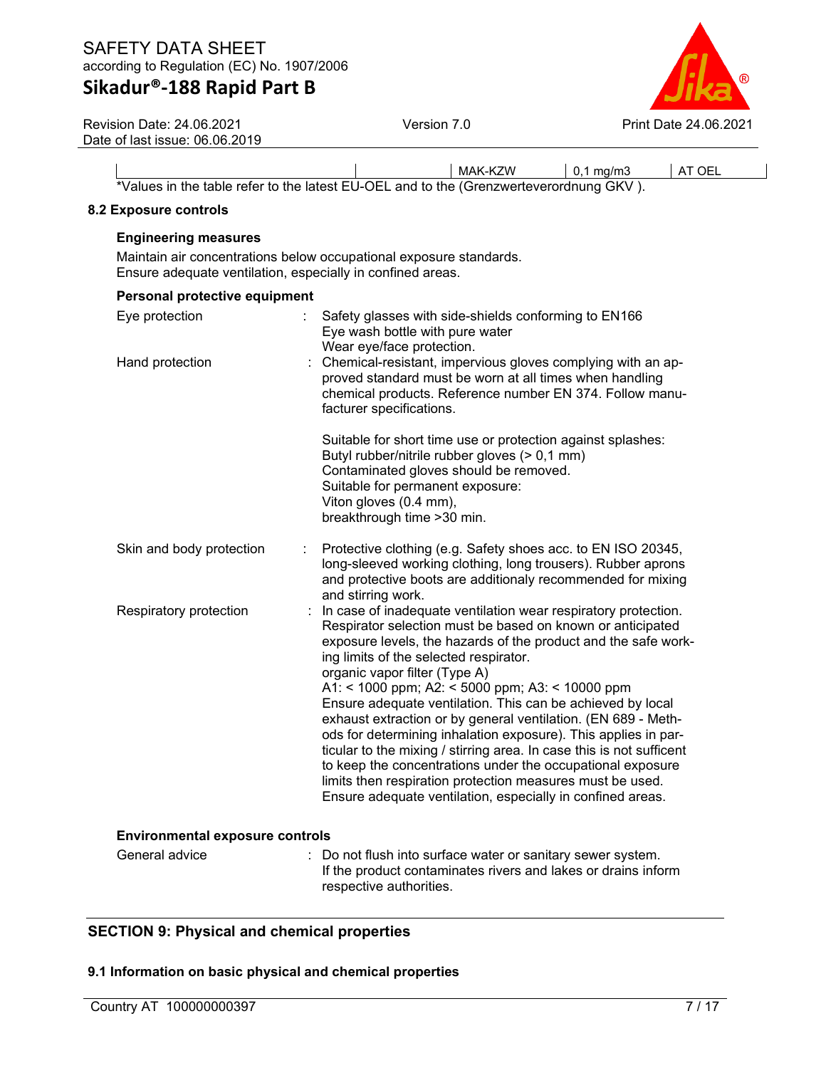| | | MAK-KZW | 0,1 mg/m3 | AT OEL |
|---|---|---|---|---|

*Values in the table refer to the latest EU-OEL and to the (Grenzwerteverordnung GKV ).

### 8.2 Exposure controls

**Engineering measures**

Maintain air concentrations below occupational exposure standards.
Ensure adequate ventilation, especially in confined areas.

**Personal protective equipment**

Eye protection : Safety glasses with side-shields conforming to EN166
Eye wash bottle with pure water
Wear eye/face protection.

Hand protection : Chemical-resistant, impervious gloves complying with an approved standard must be worn at all times when handling chemical products. Reference number EN 374. Follow manufacturer specifications.

Suitable for short time use or protection against splashes:
Butyl rubber/nitrile rubber gloves (> 0,1 mm)
Contaminated gloves should be removed.
Suitable for permanent exposure:
Viton gloves (0.4 mm),
breakthrough time >30 min.

Skin and body protection : Protective clothing (e.g. Safety shoes acc. to EN ISO 20345, long-sleeved working clothing, long trousers). Rubber aprons and protective boots are additionaly recommended for mixing and stirring work.

Respiratory protection : In case of inadequate ventilation wear respiratory protection. Respirator selection must be based on known or anticipated exposure levels, the hazards of the product and the safe working limits of the selected respirator.
organic vapor filter (Type A)
A1: < 1000 ppm; A2: < 5000 ppm; A3: < 10000 ppm
Ensure adequate ventilation. This can be achieved by local exhaust extraction or by general ventilation. (EN 689 - Methods for determining inhalation exposure). This applies in particular to the mixing / stirring area. In case this is not sufficent to keep the concentrations under the occupational exposure limits then respiration protection measures must be used.
Ensure adequate ventilation, especially in confined areas.

**Environmental exposure controls**

General advice : Do not flush into surface water or sanitary sewer system.
If the product contaminates rivers and lakes or drains inform respective authorities.

## SECTION 9: Physical and chemical properties

### 9.1 Information on basic physical and chemical properties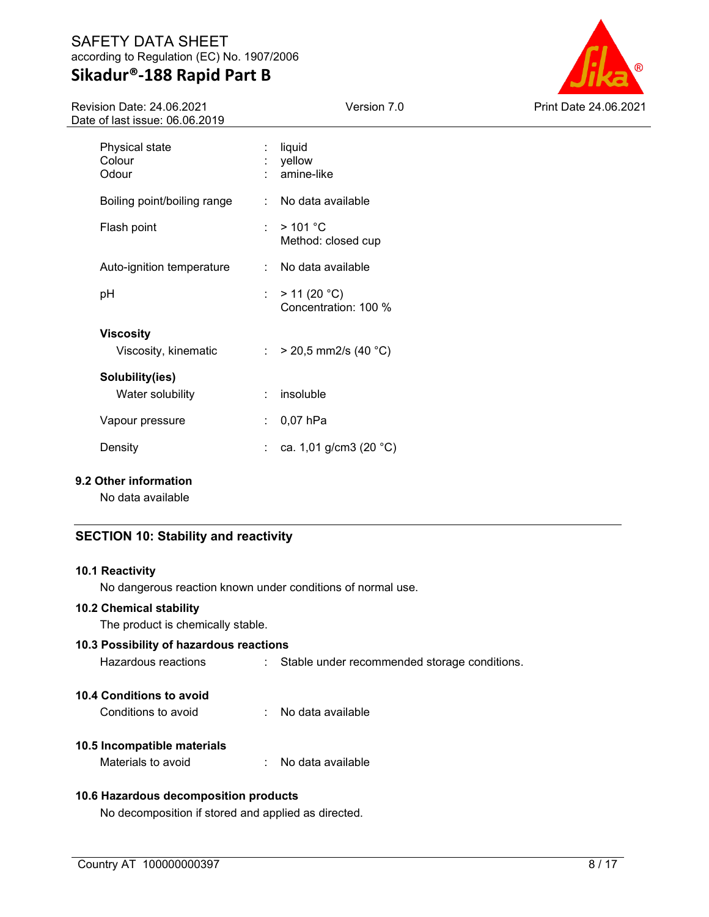| Property | | Value |
|---|---|---|
| Physical state | : | liquid |
| Colour | : | yellow |
| Odour | : | amine-like |
| Boiling point/boiling range | : | No data available |
| Flash point | : | > 101 °C<br>Method: closed cup |
| Auto-ignition temperature | : | No data available |
| pH | : | > 11 (20 °C)<br>Concentration: 100 % |

**Viscosity**

| Property | | Value |
|---|---|---|
| Viscosity, kinematic | : | > 20,5 mm2/s (40 °C) |

**Solubility(ies)**

| Property | | Value |
|---|---|---|
| Water solubility | : | insoluble |
| Vapour pressure | : | 0,07 hPa |
| Density | : | ca. 1,01 g/cm3 (20 °C) |

### 9.2 Other information

No data available

## SECTION 10: Stability and reactivity

### 10.1 Reactivity

No dangerous reaction known under conditions of normal use.

### 10.2 Chemical stability

The product is chemically stable.

### 10.3 Possibility of hazardous reactions

Hazardous reactions : Stable under recommended storage conditions.

### 10.4 Conditions to avoid

Conditions to avoid : No data available

### 10.5 Incompatible materials

Materials to avoid : No data available

### 10.6 Hazardous decomposition products

No decomposition if stored and applied as directed.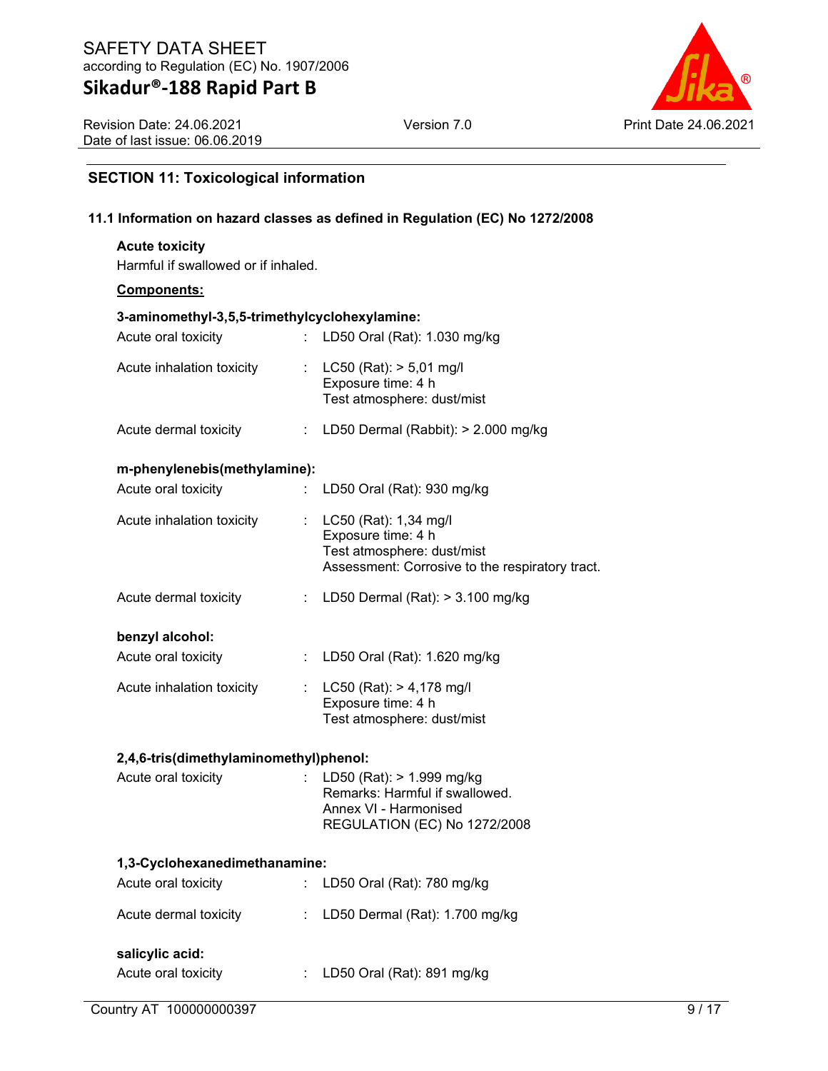## SECTION 11: Toxicological information

### 11.1 Information on hazard classes as defined in Regulation (EC) No 1272/2008

**Acute toxicity**

Harmful if swallowed or if inhaled.

**Components:**

**3-aminomethyl-3,5,5-trimethylcyclohexylamine:**

| | | |
|---|---|---|
| Acute oral toxicity | : | LD50 Oral (Rat): 1.030 mg/kg |
| Acute inhalation toxicity | : | LC50 (Rat): > 5,01 mg/l<br>Exposure time: 4 h<br>Test atmosphere: dust/mist |
| Acute dermal toxicity | : | LD50 Dermal (Rabbit): > 2.000 mg/kg |

**m-phenylenebis(methylamine):**

| | | |
|---|---|---|
| Acute oral toxicity | : | LD50 Oral (Rat): 930 mg/kg |
| Acute inhalation toxicity | : | LC50 (Rat): 1,34 mg/l<br>Exposure time: 4 h<br>Test atmosphere: dust/mist<br>Assessment: Corrosive to the respiratory tract. |
| Acute dermal toxicity | : | LD50 Dermal (Rat): > 3.100 mg/kg |

**benzyl alcohol:**

| | | |
|---|---|---|
| Acute oral toxicity | : | LD50 Oral (Rat): 1.620 mg/kg |
| Acute inhalation toxicity | : | LC50 (Rat): > 4,178 mg/l<br>Exposure time: 4 h<br>Test atmosphere: dust/mist |

**2,4,6-tris(dimethylaminomethyl)phenol:**

| | | |
|---|---|---|
| Acute oral toxicity | : | LD50 (Rat): > 1.999 mg/kg<br>Remarks: Harmful if swallowed.<br>Annex VI - Harmonised<br>REGULATION (EC) No 1272/2008 |

**1,3-Cyclohexanedimethanamine:**

| | | |
|---|---|---|
| Acute oral toxicity | : | LD50 Oral (Rat): 780 mg/kg |
| Acute dermal toxicity | : | LD50 Dermal (Rat): 1.700 mg/kg |

**salicylic acid:**

| | | |
|---|---|---|
| Acute oral toxicity | : | LD50 Oral (Rat): 891 mg/kg |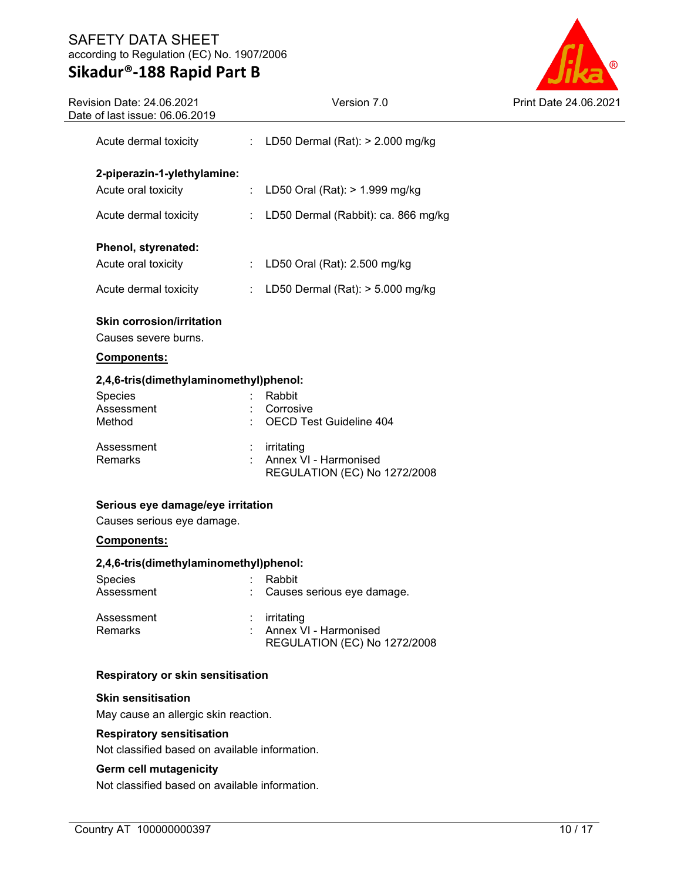Acute dermal toxicity : LD50 Dermal (Rat): > 2.000 mg/kg

**2-piperazin-1-ylethylamine:**

Acute oral toxicity : LD50 Oral (Rat): > 1.999 mg/kg

Acute dermal toxicity : LD50 Dermal (Rabbit): ca. 866 mg/kg

**Phenol, styrenated:**

Acute oral toxicity : LD50 Oral (Rat): 2.500 mg/kg

Acute dermal toxicity : LD50 Dermal (Rat): > 5.000 mg/kg

**Skin corrosion/irritation**

Causes severe burns.

**Components:**

**2,4,6-tris(dimethylaminomethyl)phenol:**

Species : Rabbit
Assessment : Corrosive
Method : OECD Test Guideline 404

Assessment : irritating
Remarks : Annex VI - Harmonised REGULATION (EC) No 1272/2008

**Serious eye damage/eye irritation**

Causes serious eye damage.

**Components:**

**2,4,6-tris(dimethylaminomethyl)phenol:**

Species : Rabbit
Assessment : Causes serious eye damage.

Assessment : irritating
Remarks : Annex VI - Harmonised REGULATION (EC) No 1272/2008

**Respiratory or skin sensitisation**

**Skin sensitisation**

May cause an allergic skin reaction.

**Respiratory sensitisation**

Not classified based on available information.

**Germ cell mutagenicity**

Not classified based on available information.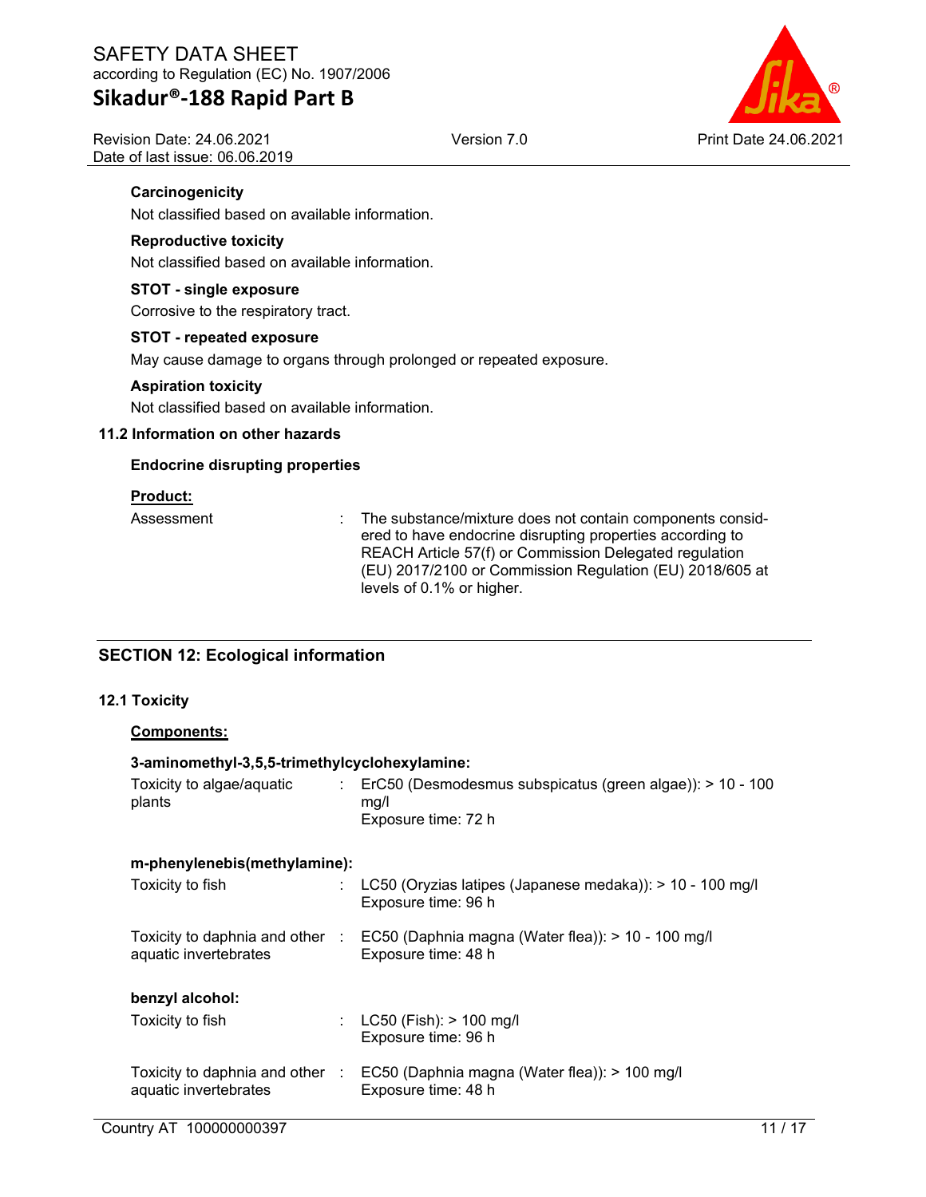**Carcinogenicity**

Not classified based on available information.

**Reproductive toxicity**

Not classified based on available information.

**STOT - single exposure**

Corrosive to the respiratory tract.

**STOT - repeated exposure**

May cause damage to organs through prolonged or repeated exposure.

**Aspiration toxicity**

Not classified based on available information.

### 11.2 Information on other hazards

**Endocrine disrupting properties**

**Product:**

| | | |
|---|---|---|
| Assessment | : | The substance/mixture does not contain components considered to have endocrine disrupting properties according to REACH Article 57(f) or Commission Delegated regulation (EU) 2017/2100 or Commission Regulation (EU) 2018/605 at levels of 0.1% or higher. |

## SECTION 12: Ecological information

### 12.1 Toxicity

**Components:**

**3-aminomethyl-3,5,5-trimethylcyclohexylamine:**

| | | |
|---|---|---|
| Toxicity to algae/aquatic plants | : | ErC50 (Desmodesmus subspicatus (green algae)): > 10 - 100 mg/l<br>Exposure time: 72 h |

**m-phenylenebis(methylamine):**

| | | |
|---|---|---|
| Toxicity to fish | : | LC50 (Oryzias latipes (Japanese medaka)): > 10 - 100 mg/l<br>Exposure time: 96 h |
| Toxicity to daphnia and other aquatic invertebrates | : | EC50 (Daphnia magna (Water flea)): > 10 - 100 mg/l<br>Exposure time: 48 h |

**benzyl alcohol:**

| | | |
|---|---|---|
| Toxicity to fish | : | LC50 (Fish): > 100 mg/l<br>Exposure time: 96 h |
| Toxicity to daphnia and other aquatic invertebrates | : | EC50 (Daphnia magna (Water flea)): > 100 mg/l<br>Exposure time: 48 h |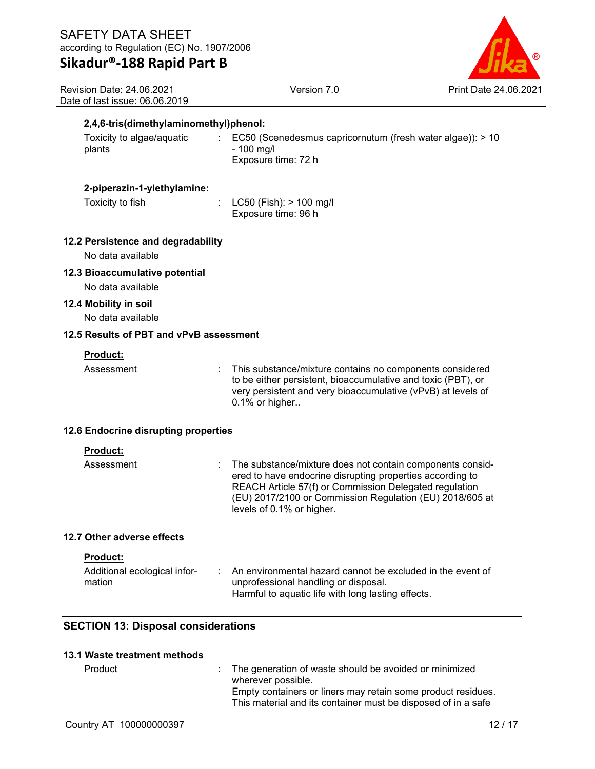**2,4,6-tris(dimethylaminomethyl)phenol:**

| | | |
|---|---|---|
| Toxicity to algae/aquatic plants | : | EC50 (Scenedesmus capricornutum (fresh water algae)): > 10 - 100 mg/l<br>Exposure time: 72 h |

**2-piperazin-1-ylethylamine:**

| | | |
|---|---|---|
| Toxicity to fish | : | LC50 (Fish): > 100 mg/l<br>Exposure time: 96 h |

### 12.2 Persistence and degradability

No data available

### 12.3 Bioaccumulative potential

No data available

### 12.4 Mobility in soil

No data available

### 12.5 Results of PBT and vPvB assessment

**Product:**

| | | |
|---|---|---|
| Assessment | : | This substance/mixture contains no components considered to be either persistent, bioaccumulative and toxic (PBT), or very persistent and very bioaccumulative (vPvB) at levels of 0.1% or higher.. |

### 12.6 Endocrine disrupting properties

**Product:**

| | | |
|---|---|---|
| Assessment | : | The substance/mixture does not contain components considered to have endocrine disrupting properties according to REACH Article 57(f) or Commission Delegated regulation (EU) 2017/2100 or Commission Regulation (EU) 2018/605 at levels of 0.1% or higher. |

### 12.7 Other adverse effects

**Product:**

| | | |
|---|---|---|
| Additional ecological information | : | An environmental hazard cannot be excluded in the event of unprofessional handling or disposal.<br>Harmful to aquatic life with long lasting effects. |

## SECTION 13: Disposal considerations

### 13.1 Waste treatment methods

| | | |
|---|---|---|
| Product | : | The generation of waste should be avoided or minimized wherever possible.<br>Empty containers or liners may retain some product residues.<br>This material and its container must be disposed of in a safe |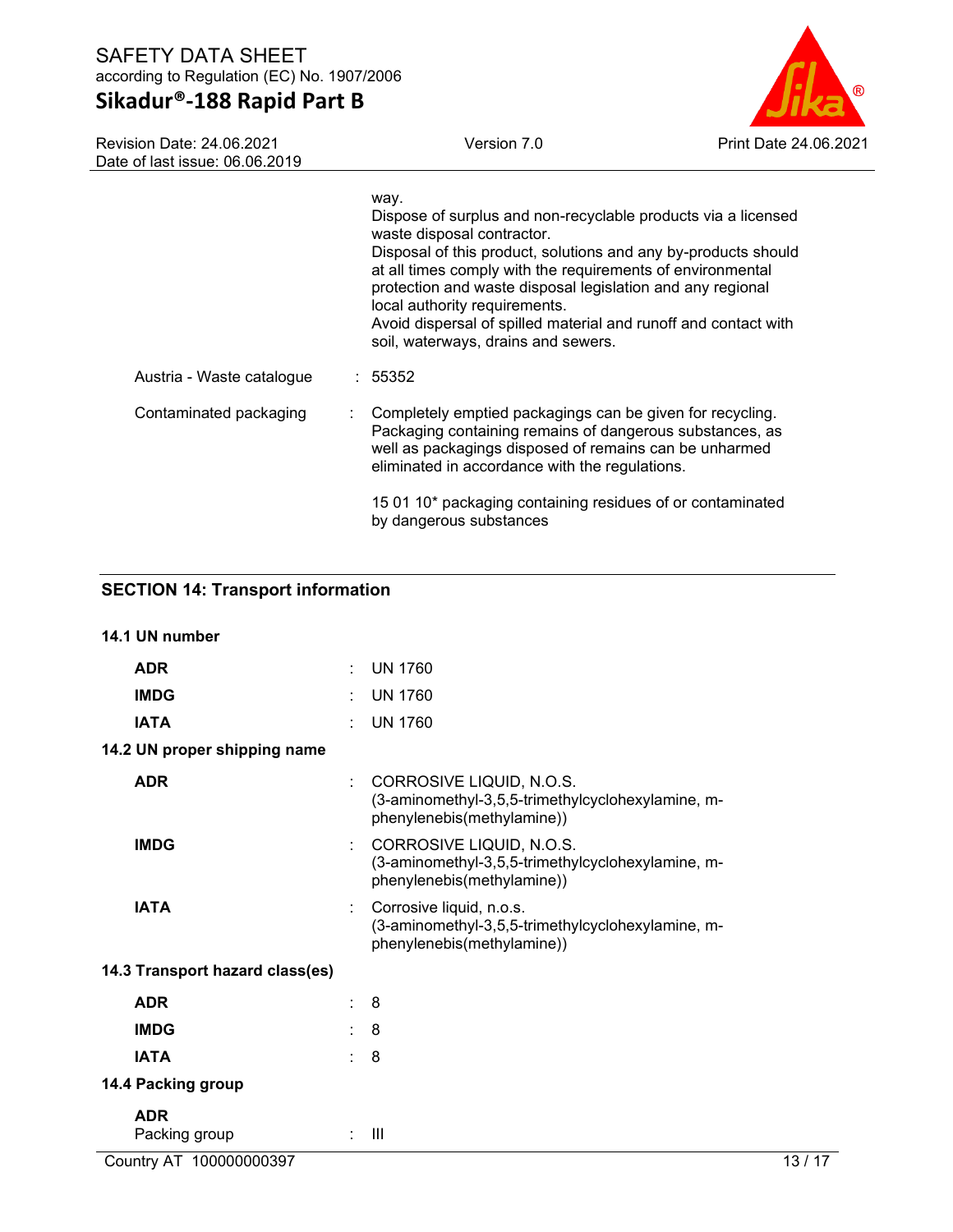| | | |
|---|---|---|
| | | way. Dispose of surplus and non-recyclable products via a licensed waste disposal contractor. Disposal of this product, solutions and any by-products should at all times comply with the requirements of environmental protection and waste disposal legislation and any regional local authority requirements. Avoid dispersal of spilled material and runoff and contact with soil, waterways, drains and sewers. |
| Austria - Waste catalogue | : | 55352 |
| Contaminated packaging | : | Completely emptied packagings can be given for recycling. Packaging containing remains of dangerous substances, as well as packagings disposed of remains can be unharmed eliminated in accordance with the regulations.<br><br>15 01 10* packaging containing residues of or contaminated by dangerous substances |

## SECTION 14: Transport information

**14.1 UN number**

| | | |
|---|---|---|
| **ADR** | : | UN 1760 |
| **IMDG** | : | UN 1760 |
| **IATA** | : | UN 1760 |

**14.2 UN proper shipping name**

| | | |
|---|---|---|
| **ADR** | : | CORROSIVE LIQUID, N.O.S. (3-aminomethyl-3,5,5-trimethylcyclohexylamine, m-phenylenebis(methylamine)) |
| **IMDG** | : | CORROSIVE LIQUID, N.O.S. (3-aminomethyl-3,5,5-trimethylcyclohexylamine, m-phenylenebis(methylamine)) |
| **IATA** | : | Corrosive liquid, n.o.s. (3-aminomethyl-3,5,5-trimethylcyclohexylamine, m-phenylenebis(methylamine)) |

**14.3 Transport hazard class(es)**

| | | |
|---|---|---|
| **ADR** | : | 8 |
| **IMDG** | : | 8 |
| **IATA** | : | 8 |

**14.4 Packing group**

| | | |
|---|---|---|
| **ADR**<br>Packing group | : | III |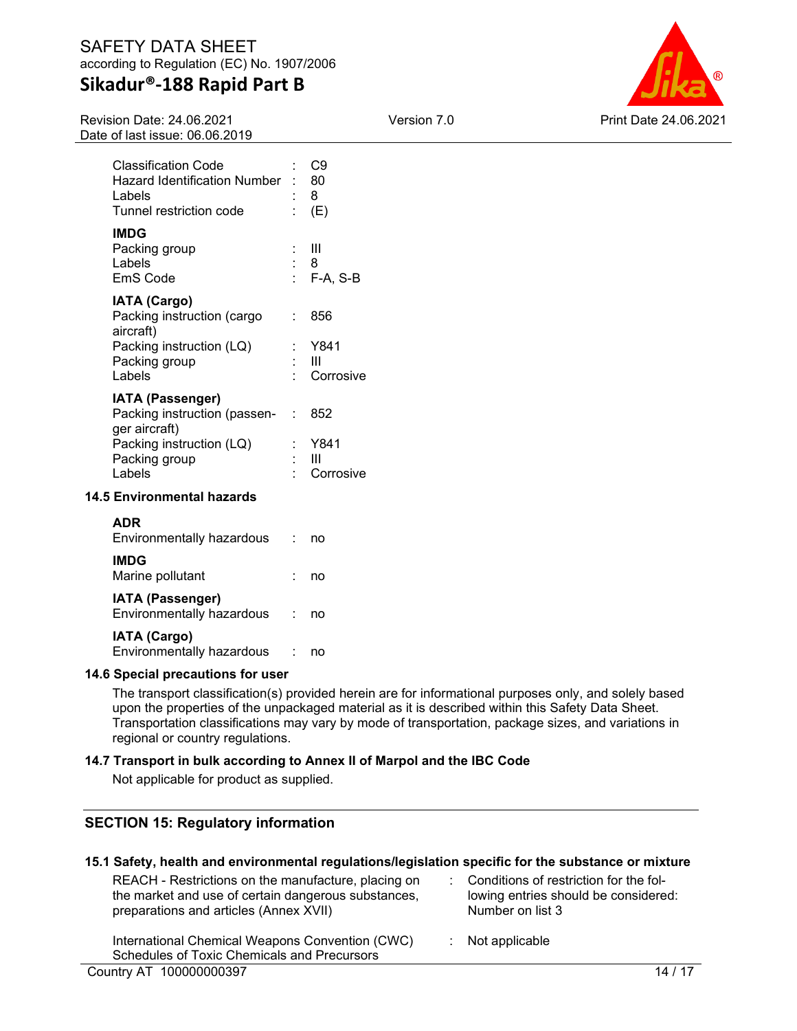Classification Code : C9
Hazard Identification Number : 80
Labels : 8
Tunnel restriction code : (E)

**IMDG**
Packing group : III
Labels : 8
EmS Code : F-A, S-B

**IATA (Cargo)**
Packing instruction (cargo aircraft) : 856
Packing instruction (LQ) : Y841
Packing group : III
Labels : Corrosive

**IATA (Passenger)**
Packing instruction (passenger aircraft) : 852
Packing instruction (LQ) : Y841
Packing group : III
Labels : Corrosive

### 14.5 Environmental hazards

**ADR**
Environmentally hazardous : no

**IMDG**
Marine pollutant : no

**IATA (Passenger)**
Environmentally hazardous : no

**IATA (Cargo)**
Environmentally hazardous : no

### 14.6 Special precautions for user

The transport classification(s) provided herein are for informational purposes only, and solely based upon the properties of the unpackaged material as it is described within this Safety Data Sheet. Transportation classifications may vary by mode of transportation, package sizes, and variations in regional or country regulations.

### 14.7 Transport in bulk according to Annex II of Marpol and the IBC Code

Not applicable for product as supplied.

## SECTION 15: Regulatory information

### 15.1 Safety, health and environmental regulations/legislation specific for the substance or mixture

REACH - Restrictions on the manufacture, placing on the market and use of certain dangerous substances, preparations and articles (Annex XVII) : Conditions of restriction for the following entries should be considered: Number on list 3

International Chemical Weapons Convention (CWC) Schedules of Toxic Chemicals and Precursors : Not applicable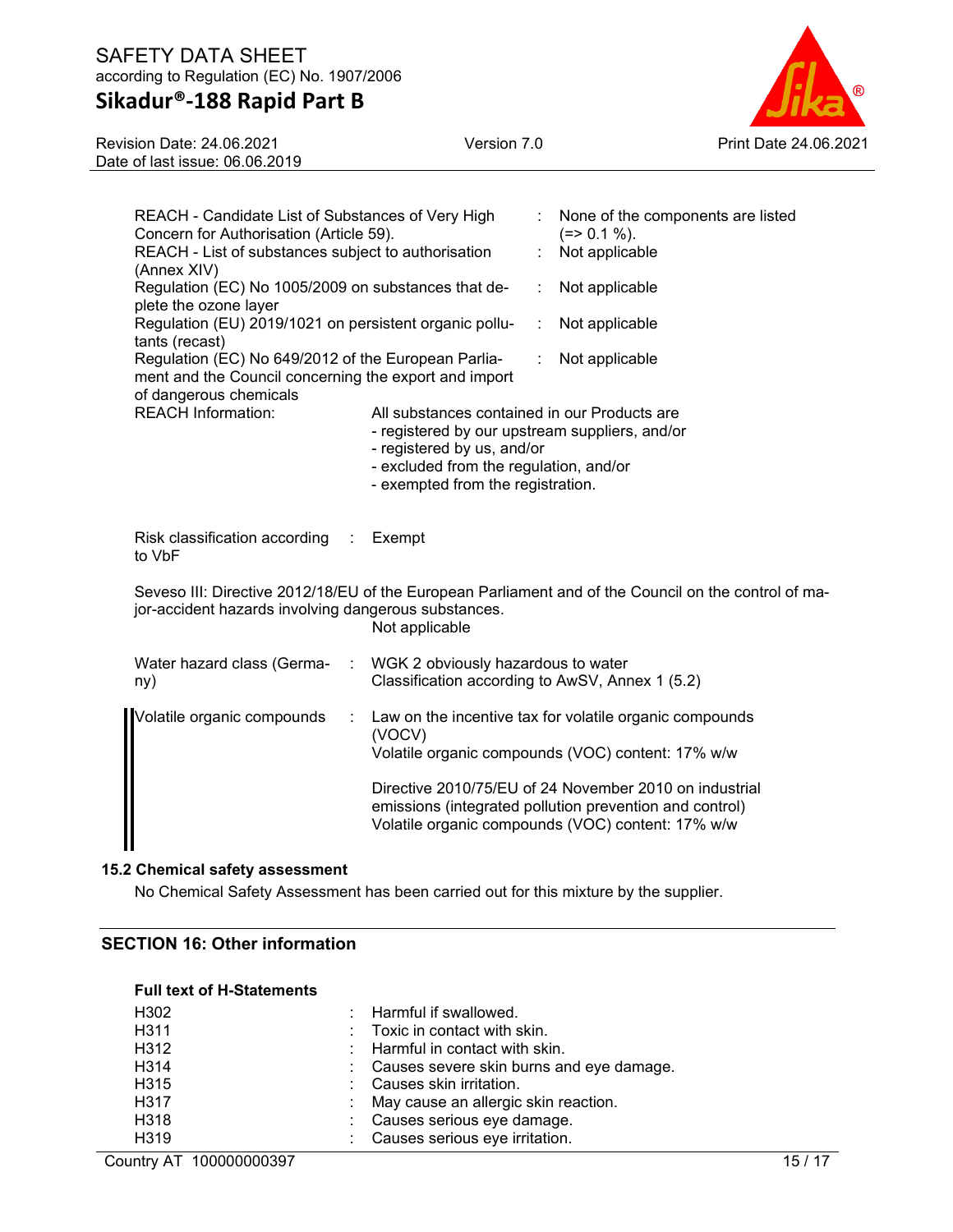| | | |
|---|---|---|
| REACH - Candidate List of Substances of Very High Concern for Authorisation (Article 59). | : | None of the components are listed (=> 0.1 %). |
| REACH - List of substances subject to authorisation (Annex XIV) | : | Not applicable |
| Regulation (EC) No 1005/2009 on substances that deplete the ozone layer | : | Not applicable |
| Regulation (EU) 2019/1021 on persistent organic pollutants (recast) | : | Not applicable |
| Regulation (EC) No 649/2012 of the European Parliament and the Council concerning the export and import of dangerous chemicals | : | Not applicable |

REACH Information: All substances contained in our Products are
- registered by our upstream suppliers, and/or
- registered by us, and/or
- excluded from the regulation, and/or
- exempted from the registration.

Risk classification according to VbF : Exempt

Seveso III: Directive 2012/18/EU of the European Parliament and of the Council on the control of major-accident hazards involving dangerous substances.
Not applicable

Water hazard class (Germany) : WGK 2 obviously hazardous to water
Classification according to AwSV, Annex 1 (5.2)

Volatile organic compounds : Law on the incentive tax for volatile organic compounds (VOCV)
Volatile organic compounds (VOC) content: 17% w/w

Directive 2010/75/EU of 24 November 2010 on industrial emissions (integrated pollution prevention and control)
Volatile organic compounds (VOC) content: 17% w/w

### 15.2 Chemical safety assessment

No Chemical Safety Assessment has been carried out for this mixture by the supplier.

## SECTION 16: Other information

**Full text of H-Statements**

| | | |
|---|---|---|
| H302 | : | Harmful if swallowed. |
| H311 | : | Toxic in contact with skin. |
| H312 | : | Harmful in contact with skin. |
| H314 | : | Causes severe skin burns and eye damage. |
| H315 | : | Causes skin irritation. |
| H317 | : | May cause an allergic skin reaction. |
| H318 | : | Causes serious eye damage. |
| H319 | : | Causes serious eye irritation. |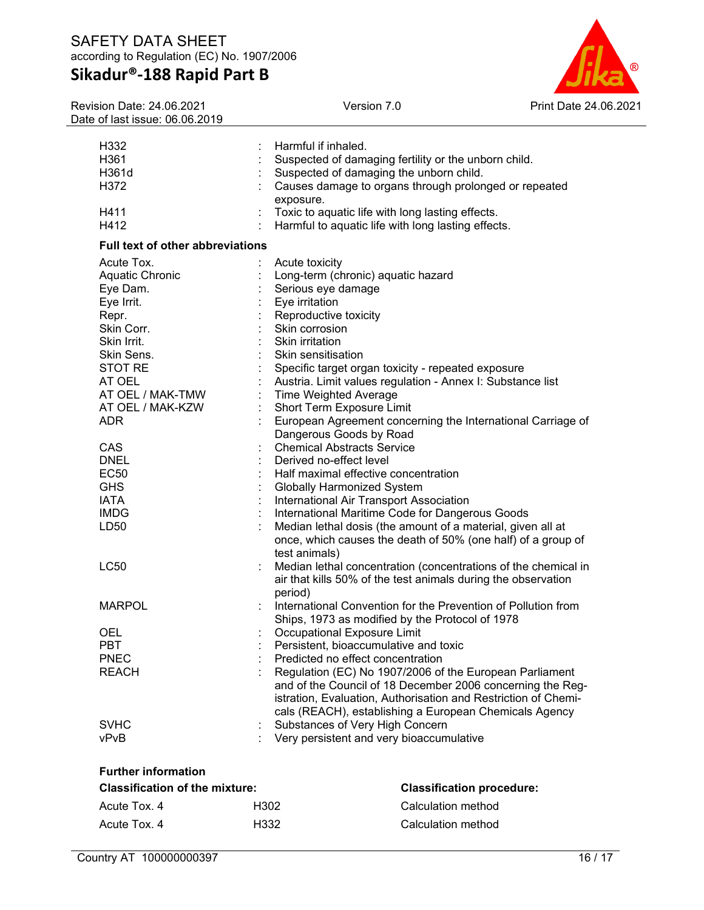| | |
|---|---|
| H332 | : Harmful if inhaled. |
| H361 | : Suspected of damaging fertility or the unborn child. |
| H361d | : Suspected of damaging the unborn child. |
| H372 | : Causes damage to organs through prolonged or repeated exposure. |
| H411 | : Toxic to aquatic life with long lasting effects. |
| H412 | : Harmful to aquatic life with long lasting effects. |

**Full text of other abbreviations**

| | |
|---|---|
| Acute Tox. | : Acute toxicity |
| Aquatic Chronic | : Long-term (chronic) aquatic hazard |
| Eye Dam. | : Serious eye damage |
| Eye Irrit. | : Eye irritation |
| Repr. | : Reproductive toxicity |
| Skin Corr. | : Skin corrosion |
| Skin Irrit. | : Skin irritation |
| Skin Sens. | : Skin sensitisation |
| STOT RE | : Specific target organ toxicity - repeated exposure |
| AT OEL | : Austria. Limit values regulation - Annex I: Substance list |
| AT OEL / MAK-TMW | : Time Weighted Average |
| AT OEL / MAK-KZW | : Short Term Exposure Limit |
| ADR | : European Agreement concerning the International Carriage of Dangerous Goods by Road |
| CAS | : Chemical Abstracts Service |
| DNEL | : Derived no-effect level |
| EC50 | : Half maximal effective concentration |
| GHS | : Globally Harmonized System |
| IATA | : International Air Transport Association |
| IMDG | : International Maritime Code for Dangerous Goods |
| LD50 | : Median lethal dosis (the amount of a material, given all at once, which causes the death of 50% (one half) of a group of test animals) |
| LC50 | : Median lethal concentration (concentrations of the chemical in air that kills 50% of the test animals during the observation period) |
| MARPOL | : International Convention for the Prevention of Pollution from Ships, 1973 as modified by the Protocol of 1978 |
| OEL | : Occupational Exposure Limit |
| PBT | : Persistent, bioaccumulative and toxic |
| PNEC | : Predicted no effect concentration |
| REACH | : Regulation (EC) No 1907/2006 of the European Parliament and of the Council of 18 December 2006 concerning the Registration, Evaluation, Authorisation and Restriction of Chemicals (REACH), establishing a European Chemicals Agency |
| SVHC | : Substances of Very High Concern |
| vPvB | : Very persistent and very bioaccumulative |

**Further information**

| **Classification of the mixture:** | | **Classification procedure:** |
|---|---|---|
| Acute Tox. 4 | H302 | Calculation method |
| Acute Tox. 4 | H332 | Calculation method |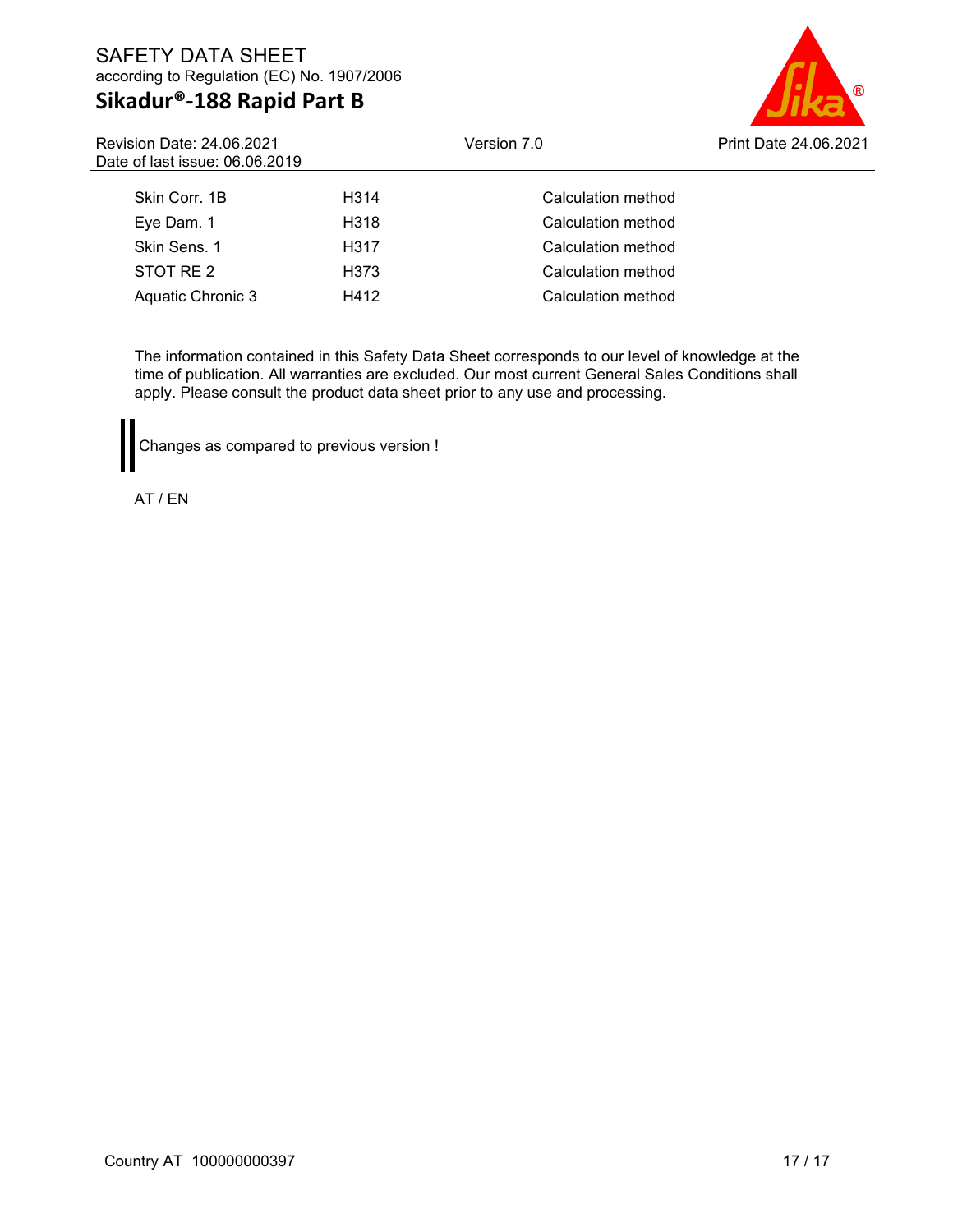| | | |
|---|---|---|
| Skin Corr. 1B | H314 | Calculation method |
| Eye Dam. 1 | H318 | Calculation method |
| Skin Sens. 1 | H317 | Calculation method |
| STOT RE 2 | H373 | Calculation method |
| Aquatic Chronic 3 | H412 | Calculation method |

The information contained in this Safety Data Sheet corresponds to our level of knowledge at the time of publication. All warranties are excluded. Our most current General Sales Conditions shall apply. Please consult the product data sheet prior to any use and processing.

Changes as compared to previous version !

AT / EN